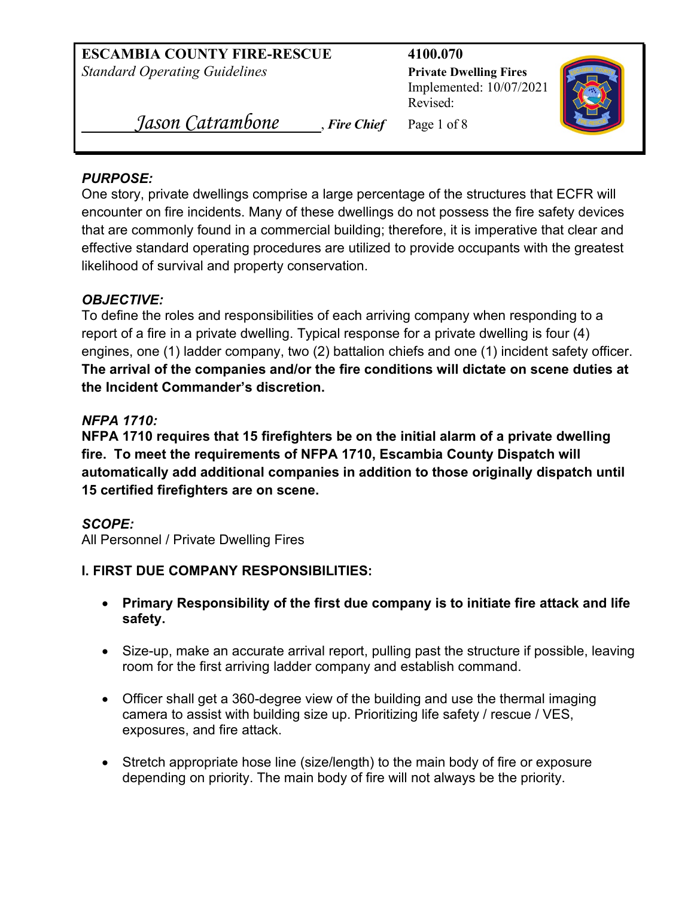**ESCAMBIA COUNTY FIRE-RESCUE**
*Standard Operating Guidelines*

*Jason Catrambone*, ***Fire Chief***

**4100.070**
**Private Dwelling Fires**
Implemented: 10/07/2021
Revised:

### *PURPOSE:*

One story, private dwellings comprise a large percentage of the structures that ECFR will encounter on fire incidents. Many of these dwellings do not possess the fire safety devices that are commonly found in a commercial building; therefore, it is imperative that clear and effective standard operating procedures are utilized to provide occupants with the greatest likelihood of survival and property conservation.

### *OBJECTIVE:*

To define the roles and responsibilities of each arriving company when responding to a report of a fire in a private dwelling. Typical response for a private dwelling is four (4) engines, one (1) ladder company, two (2) battalion chiefs and one (1) incident safety officer. **The arrival of the companies and/or the fire conditions will dictate on scene duties at the Incident Commander's discretion.**

### *NFPA 1710:*

**NFPA 1710 requires that 15 firefighters be on the initial alarm of a private dwelling fire. To meet the requirements of NFPA 1710, Escambia County Dispatch will automatically add additional companies in addition to those originally dispatch until 15 certified firefighters are on scene.**

### *SCOPE:*

All Personnel / Private Dwelling Fires

### I. FIRST DUE COMPANY RESPONSIBILITIES:

- **Primary Responsibility of the first due company is to initiate fire attack and life safety.**
- Size-up, make an accurate arrival report, pulling past the structure if possible, leaving room for the first arriving ladder company and establish command.
- Officer shall get a 360-degree view of the building and use the thermal imaging camera to assist with building size up. Prioritizing life safety / rescue / VES, exposures, and fire attack.
- Stretch appropriate hose line (size/length) to the main body of fire or exposure depending on priority. The main body of fire will not always be the priority.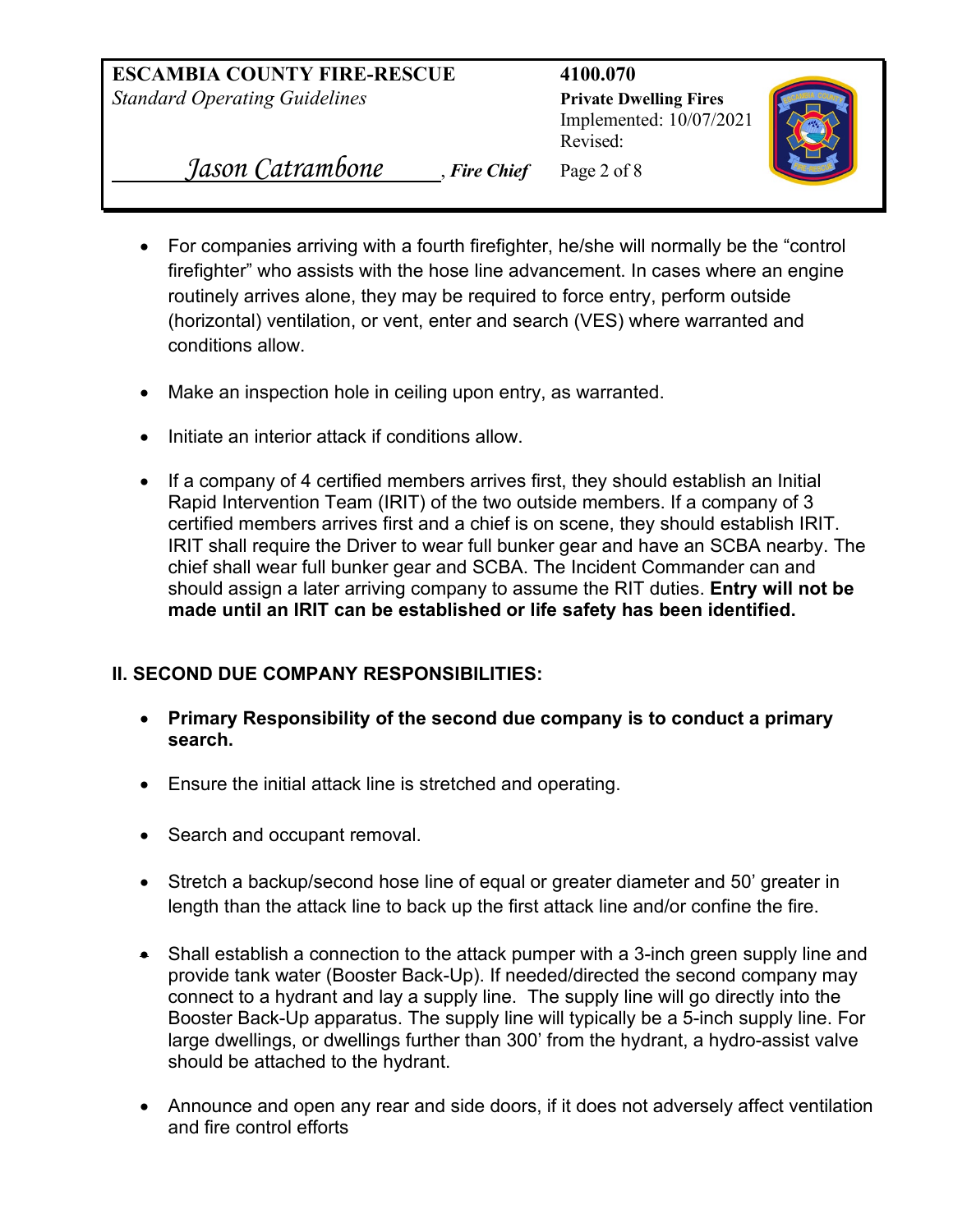- For companies arriving with a fourth firefighter, he/she will normally be the "control firefighter" who assists with the hose line advancement. In cases where an engine routinely arrives alone, they may be required to force entry, perform outside (horizontal) ventilation, or vent, enter and search (VES) where warranted and conditions allow.

- Make an inspection hole in ceiling upon entry, as warranted.

- Initiate an interior attack if conditions allow.

- If a company of 4 certified members arrives first, they should establish an Initial Rapid Intervention Team (IRIT) of the two outside members. If a company of 3 certified members arrives first and a chief is on scene, they should establish IRIT. IRIT shall require the Driver to wear full bunker gear and have an SCBA nearby. The chief shall wear full bunker gear and SCBA. The Incident Commander can and should assign a later arriving company to assume the RIT duties. **Entry will not be made until an IRIT can be established or life safety has been identified.**

## II. SECOND DUE COMPANY RESPONSIBILITIES:

- **Primary Responsibility of the second due company is to conduct a primary search.**

- Ensure the initial attack line is stretched and operating.

- Search and occupant removal.

- Stretch a backup/second hose line of equal or greater diameter and 50' greater in length than the attack line to back up the first attack line and/or confine the fire.

- Shall establish a connection to the attack pumper with a 3-inch green supply line and provide tank water (Booster Back-Up). If needed/directed the second company may connect to a hydrant and lay a supply line. The supply line will go directly into the Booster Back-Up apparatus. The supply line will typically be a 5-inch supply line. For large dwellings, or dwellings further than 300' from the hydrant, a hydro-assist valve should be attached to the hydrant.

- Announce and open any rear and side doors, if it does not adversely affect ventilation and fire control efforts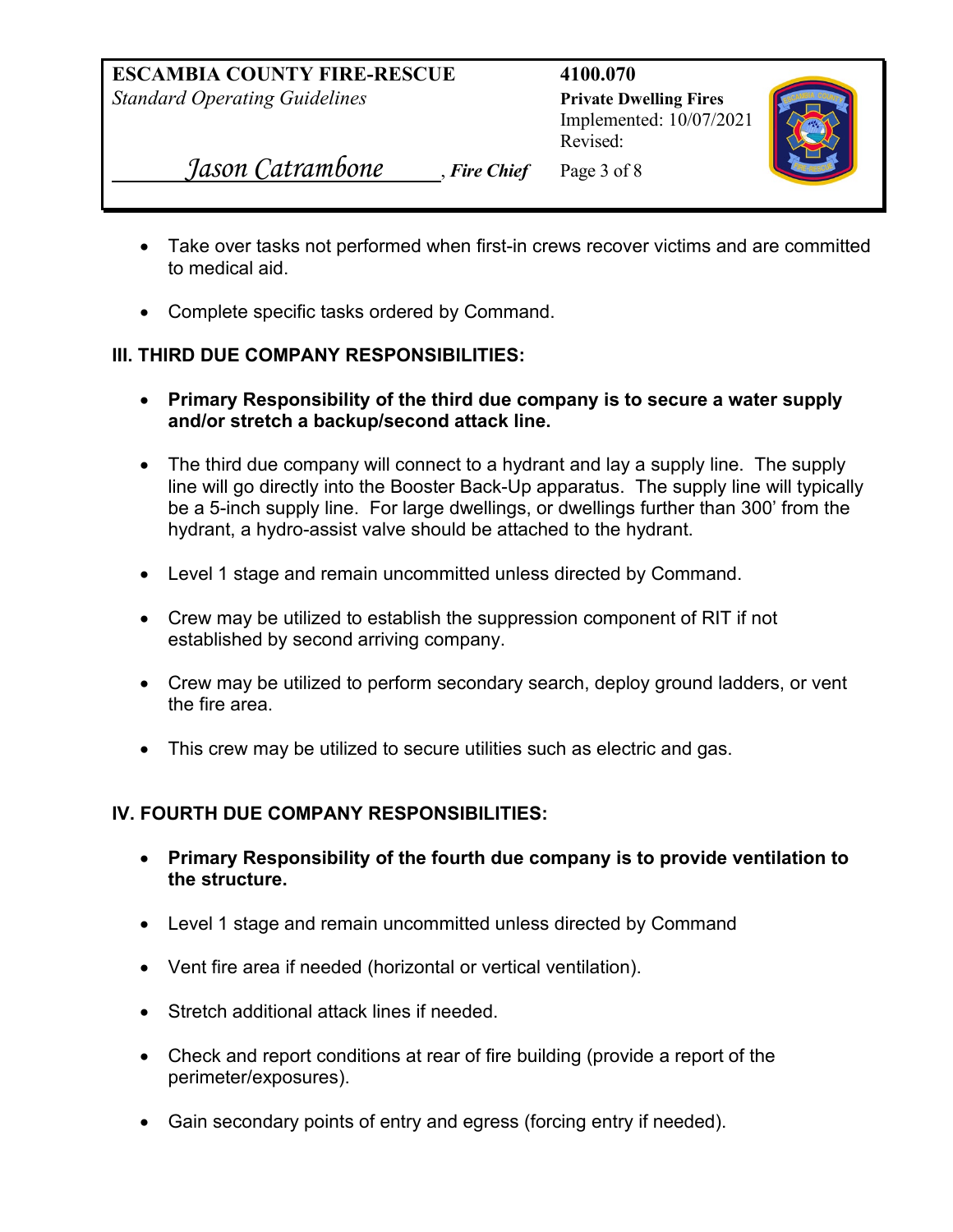- Take over tasks not performed when first-in crews recover victims and are committed to medical aid.

- Complete specific tasks ordered by Command.

## III. THIRD DUE COMPANY RESPONSIBILITIES:

- **Primary Responsibility of the third due company is to secure a water supply and/or stretch a backup/second attack line.**

- The third due company will connect to a hydrant and lay a supply line. The supply line will go directly into the Booster Back-Up apparatus. The supply line will typically be a 5-inch supply line. For large dwellings, or dwellings further than 300' from the hydrant, a hydro-assist valve should be attached to the hydrant.

- Level 1 stage and remain uncommitted unless directed by Command.

- Crew may be utilized to establish the suppression component of RIT if not established by second arriving company.

- Crew may be utilized to perform secondary search, deploy ground ladders, or vent the fire area.

- This crew may be utilized to secure utilities such as electric and gas.

## IV. FOURTH DUE COMPANY RESPONSIBILITIES:

- **Primary Responsibility of the fourth due company is to provide ventilation to the structure.**

- Level 1 stage and remain uncommitted unless directed by Command

- Vent fire area if needed (horizontal or vertical ventilation).

- Stretch additional attack lines if needed.

- Check and report conditions at rear of fire building (provide a report of the perimeter/exposures).

- Gain secondary points of entry and egress (forcing entry if needed).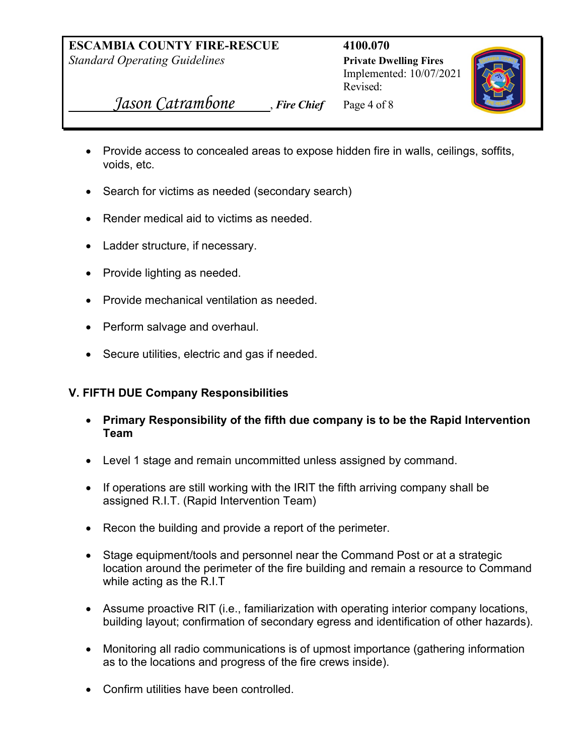- Provide access to concealed areas to expose hidden fire in walls, ceilings, soffits, voids, etc.
- Search for victims as needed (secondary search)
- Render medical aid to victims as needed.
- Ladder structure, if necessary.
- Provide lighting as needed.
- Provide mechanical ventilation as needed.
- Perform salvage and overhaul.
- Secure utilities, electric and gas if needed.

## V. FIFTH DUE Company Responsibilities

- **Primary Responsibility of the fifth due company is to be the Rapid Intervention Team**
- Level 1 stage and remain uncommitted unless assigned by command.
- If operations are still working with the IRIT the fifth arriving company shall be assigned R.I.T. (Rapid Intervention Team)
- Recon the building and provide a report of the perimeter.
- Stage equipment/tools and personnel near the Command Post or at a strategic location around the perimeter of the fire building and remain a resource to Command while acting as the R.I.T
- Assume proactive RIT (i.e., familiarization with operating interior company locations, building layout; confirmation of secondary egress and identification of other hazards).
- Monitoring all radio communications is of upmost importance (gathering information as to the locations and progress of the fire crews inside).
- Confirm utilities have been controlled.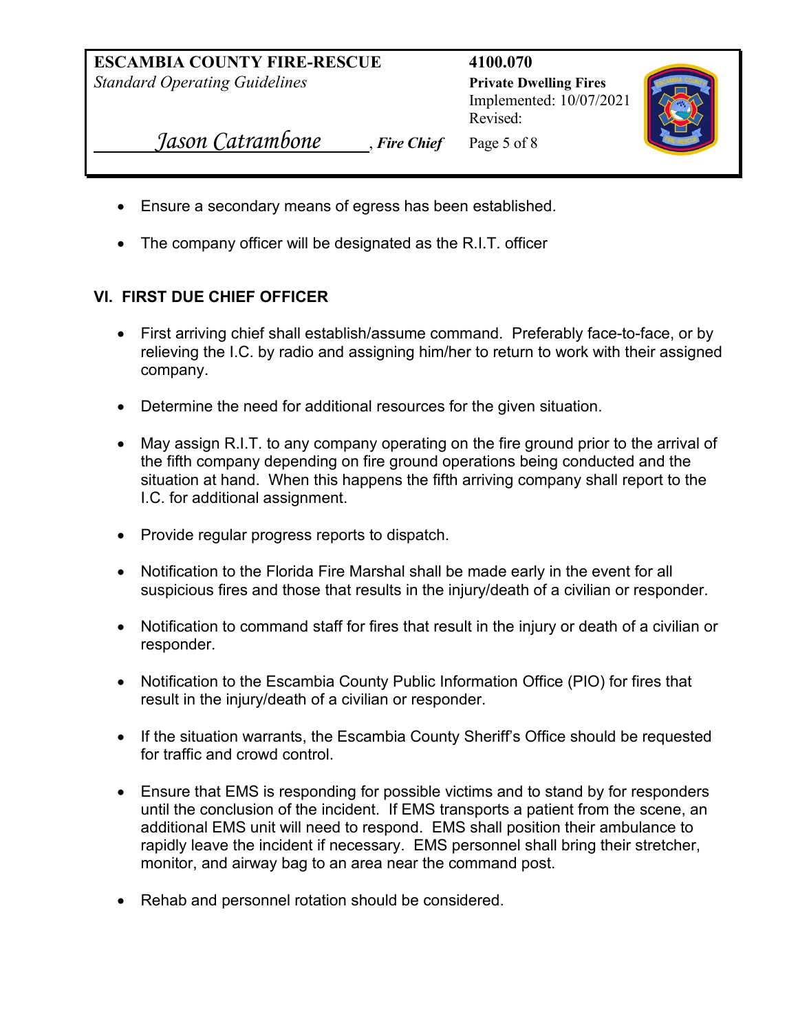- Ensure a secondary means of egress has been established.
- The company officer will be designated as the R.I.T. officer

## VI. FIRST DUE CHIEF OFFICER

- First arriving chief shall establish/assume command. Preferably face-to-face, or by relieving the I.C. by radio and assigning him/her to return to work with their assigned company.
- Determine the need for additional resources for the given situation.
- May assign R.I.T. to any company operating on the fire ground prior to the arrival of the fifth company depending on fire ground operations being conducted and the situation at hand. When this happens the fifth arriving company shall report to the I.C. for additional assignment.
- Provide regular progress reports to dispatch.
- Notification to the Florida Fire Marshal shall be made early in the event for all suspicious fires and those that results in the injury/death of a civilian or responder.
- Notification to command staff for fires that result in the injury or death of a civilian or responder.
- Notification to the Escambia County Public Information Office (PIO) for fires that result in the injury/death of a civilian or responder.
- If the situation warrants, the Escambia County Sheriff's Office should be requested for traffic and crowd control.
- Ensure that EMS is responding for possible victims and to stand by for responders until the conclusion of the incident. If EMS transports a patient from the scene, an additional EMS unit will need to respond. EMS shall position their ambulance to rapidly leave the incident if necessary. EMS personnel shall bring their stretcher, monitor, and airway bag to an area near the command post.
- Rehab and personnel rotation should be considered.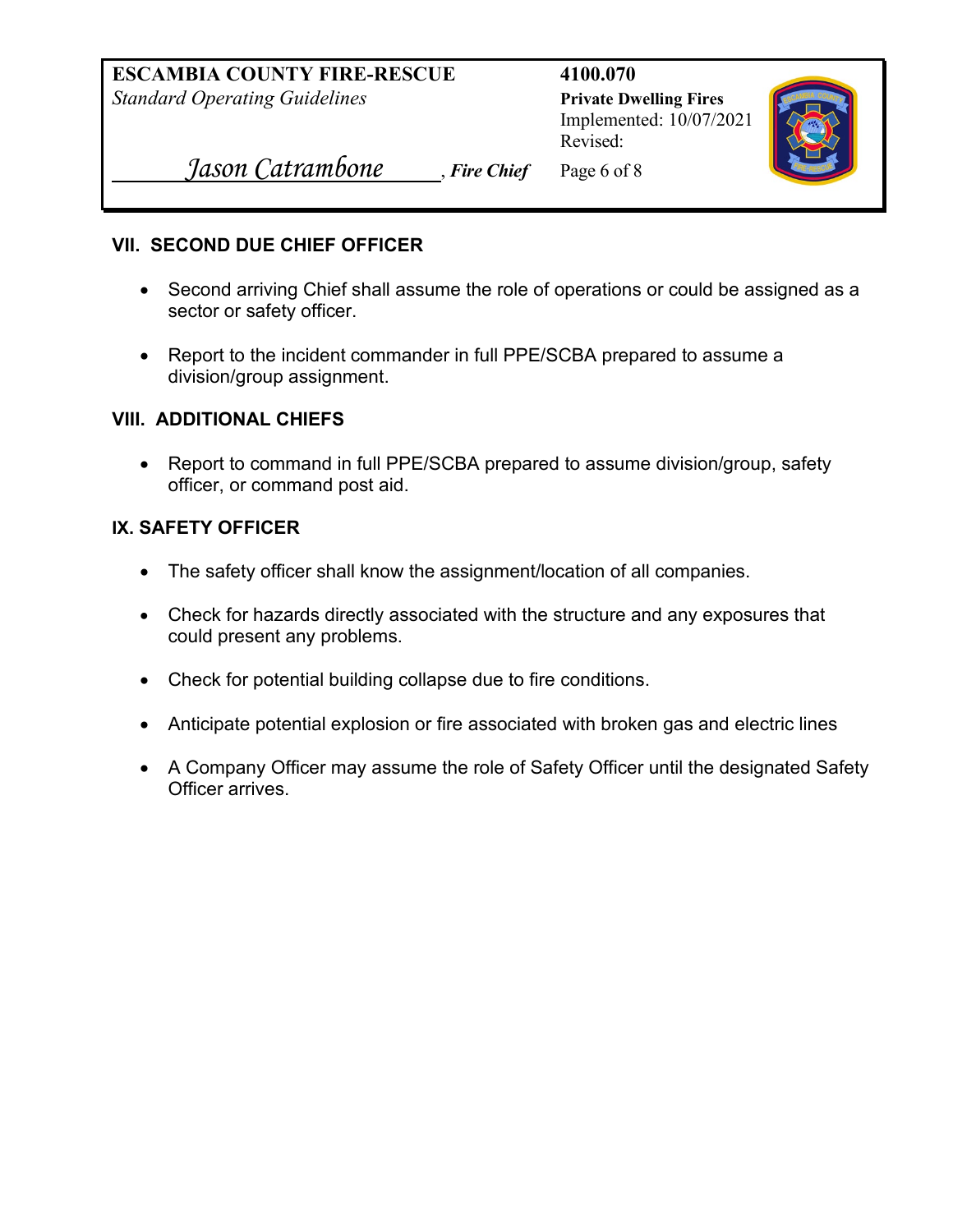## VII. SECOND DUE CHIEF OFFICER

- Second arriving Chief shall assume the role of operations or could be assigned as a sector or safety officer.
- Report to the incident commander in full PPE/SCBA prepared to assume a division/group assignment.

## VIII. ADDITIONAL CHIEFS

- Report to command in full PPE/SCBA prepared to assume division/group, safety officer, or command post aid.

## IX. SAFETY OFFICER

- The safety officer shall know the assignment/location of all companies.
- Check for hazards directly associated with the structure and any exposures that could present any problems.
- Check for potential building collapse due to fire conditions.
- Anticipate potential explosion or fire associated with broken gas and electric lines
- A Company Officer may assume the role of Safety Officer until the designated Safety Officer arrives.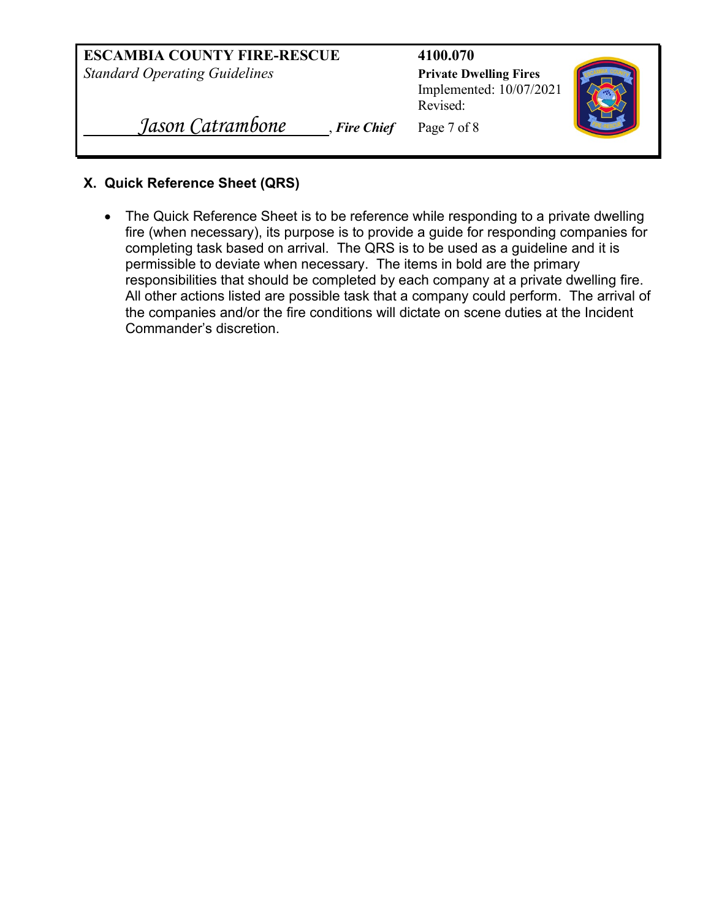## X. Quick Reference Sheet (QRS)

- The Quick Reference Sheet is to be reference while responding to a private dwelling fire (when necessary), its purpose is to provide a guide for responding companies for completing task based on arrival. The QRS is to be used as a guideline and it is permissible to deviate when necessary. The items in bold are the primary responsibilities that should be completed by each company at a private dwelling fire. All other actions listed are possible task that a company could perform. The arrival of the companies and/or the fire conditions will dictate on scene duties at the Incident Commander's discretion.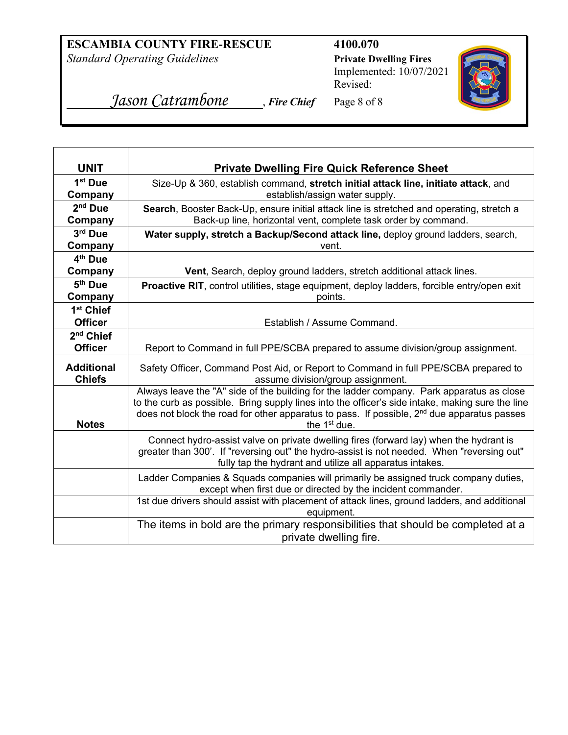| UNIT | Private Dwelling Fire Quick Reference Sheet |
|---|---|
| **1st Due Company** | Size-Up & 360, establish command, **stretch initial attack line, initiate attack**, and establish/assign water supply. |
| **2nd Due Company** | **Search**, Booster Back-Up, ensure initial attack line is stretched and operating, stretch a Back-up line, horizontal vent, complete task order by command. |
| **3rd Due Company** | **Water supply, stretch a Backup/Second attack line,** deploy ground ladders, search, vent. |
| **4th Due Company** | **Vent**, Search, deploy ground ladders, stretch additional attack lines. |
| **5th Due Company** | **Proactive RIT**, control utilities, stage equipment, deploy ladders, forcible entry/open exit points. |
| **1st Chief Officer** | Establish / Assume Command. |
| **2nd Chief Officer** | Report to Command in full PPE/SCBA prepared to assume division/group assignment. |
| **Additional Chiefs** | Safety Officer, Command Post Aid, or Report to Command in full PPE/SCBA prepared to assume division/group assignment. |
| **Notes** | Always leave the "A" side of the building for the ladder company. Park apparatus as close to the curb as possible. Bring supply lines into the officer's side intake, making sure the line does not block the road for other apparatus to pass. If possible, 2nd due apparatus passes the 1st due. |
| | Connect hydro-assist valve on private dwelling fires (forward lay) when the hydrant is greater than 300'. If "reversing out" the hydro-assist is not needed. When "reversing out" fully tap the hydrant and utilize all apparatus intakes. |
| | Ladder Companies & Squads companies will primarily be assigned truck company duties, except when first due or directed by the incident commander. |
| | 1st due drivers should assist with placement of attack lines, ground ladders, and additional equipment. |
| | The items in bold are the primary responsibilities that should be completed at a private dwelling fire. |